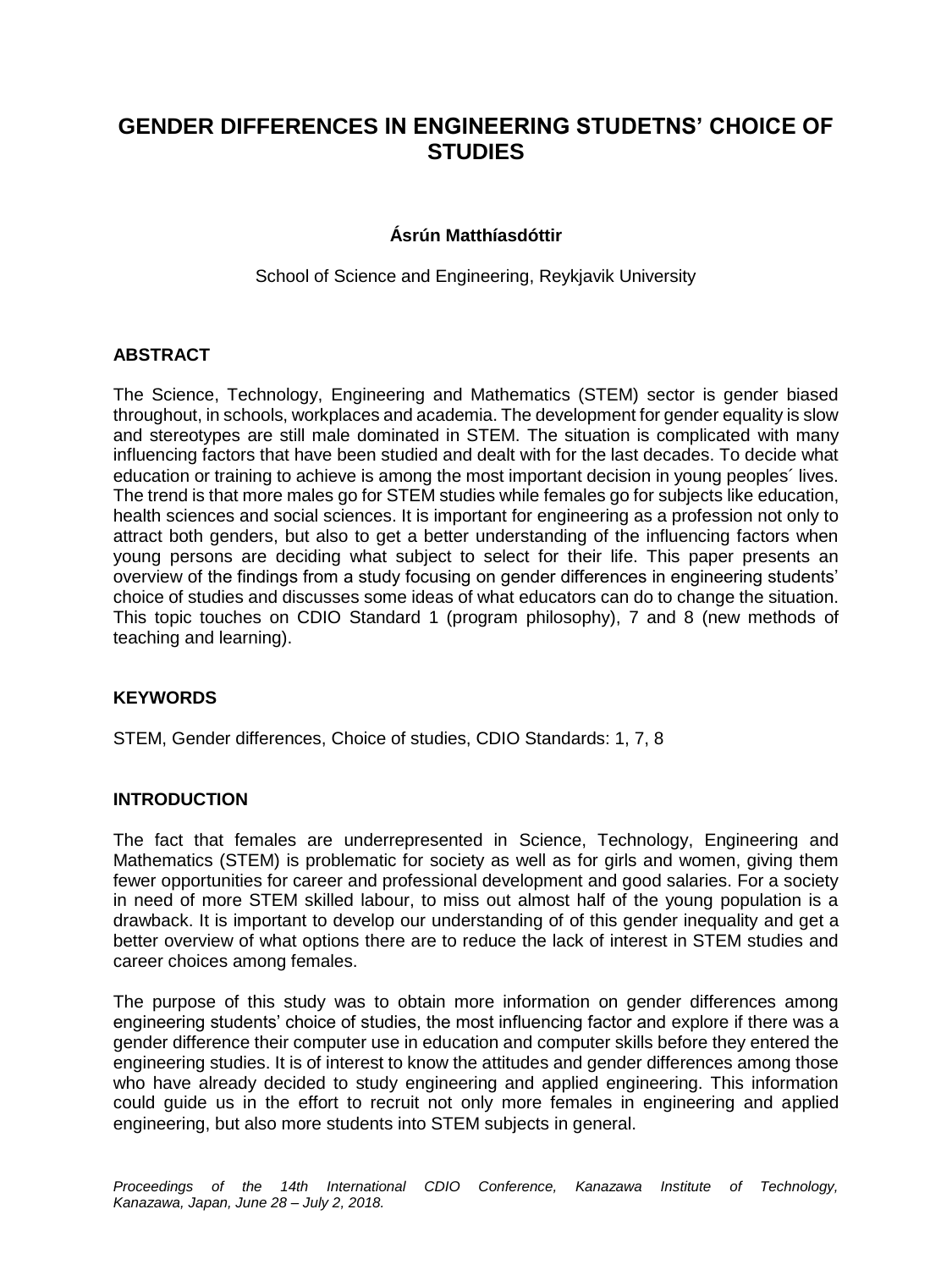# GENDER DIFFERENCES IN ENGINEERING STUDETNS' CHOICE OF STUDIES

**Ásrún Matthíasdóttir**

School of Science and Engineering, Reykjavik University

## ABSTRACT

The Science, Technology, Engineering and Mathematics (STEM) sector is gender biased throughout, in schools, workplaces and academia. The development for gender equality is slow and stereotypes are still male dominated in STEM. The situation is complicated with many influencing factors that have been studied and dealt with for the last decades. To decide what education or training to achieve is among the most important decision in young peoples´ lives. The trend is that more males go for STEM studies while females go for subjects like education, health sciences and social sciences. It is important for engineering as a profession not only to attract both genders, but also to get a better understanding of the influencing factors when young persons are deciding what subject to select for their life. This paper presents an overview of the findings from a study focusing on gender differences in engineering students' choice of studies and discusses some ideas of what educators can do to change the situation. This topic touches on CDIO Standard 1 (program philosophy), 7 and 8 (new methods of teaching and learning).

## KEYWORDS

STEM, Gender differences, Choice of studies, CDIO Standards: 1, 7, 8

## INTRODUCTION

The fact that females are underrepresented in Science, Technology, Engineering and Mathematics (STEM) is problematic for society as well as for girls and women, giving them fewer opportunities for career and professional development and good salaries. For a society in need of more STEM skilled labour, to miss out almost half of the young population is a drawback. It is important to develop our understanding of of this gender inequality and get a better overview of what options there are to reduce the lack of interest in STEM studies and career choices among females.

The purpose of this study was to obtain more information on gender differences among engineering students' choice of studies, the most influencing factor and explore if there was a gender difference their computer use in education and computer skills before they entered the engineering studies. It is of interest to know the attitudes and gender differences among those who have already decided to study engineering and applied engineering. This information could guide us in the effort to recruit not only more females in engineering and applied engineering, but also more students into STEM subjects in general.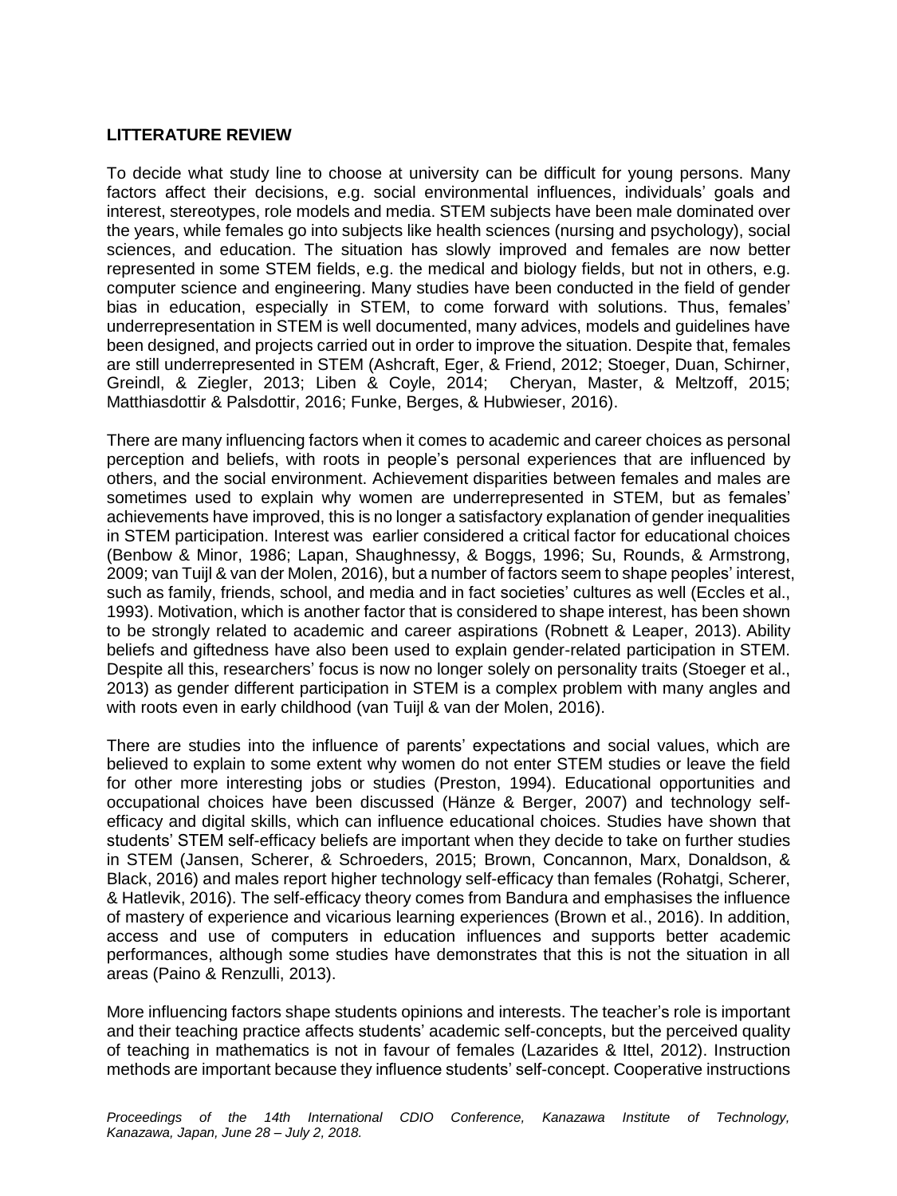## LITTERATURE REVIEW

To decide what study line to choose at university can be difficult for young persons. Many factors affect their decisions, e.g. social environmental influences, individuals' goals and interest, stereotypes, role models and media. STEM subjects have been male dominated over the years, while females go into subjects like health sciences (nursing and psychology), social sciences, and education. The situation has slowly improved and females are now better represented in some STEM fields, e.g. the medical and biology fields, but not in others, e.g. computer science and engineering. Many studies have been conducted in the field of gender bias in education, especially in STEM, to come forward with solutions. Thus, females' underrepresentation in STEM is well documented, many advices, models and guidelines have been designed, and projects carried out in order to improve the situation. Despite that, females are still underrepresented in STEM (Ashcraft, Eger, & Friend, 2012; Stoeger, Duan, Schirner, Greindl, & Ziegler, 2013; Liben & Coyle, 2014; Cheryan, Master, & Meltzoff, 2015; Matthiasdottir & Palsdottir, 2016; Funke, Berges, & Hubwieser, 2016).

There are many influencing factors when it comes to academic and career choices as personal perception and beliefs, with roots in people's personal experiences that are influenced by others, and the social environment. Achievement disparities between females and males are sometimes used to explain why women are underrepresented in STEM, but as females' achievements have improved, this is no longer a satisfactory explanation of gender inequalities in STEM participation. Interest was earlier considered a critical factor for educational choices (Benbow & Minor, 1986; Lapan, Shaughnessy, & Boggs, 1996; Su, Rounds, & Armstrong, 2009; van Tuijl & van der Molen, 2016), but a number of factors seem to shape peoples' interest, such as family, friends, school, and media and in fact societies' cultures as well (Eccles et al., 1993). Motivation, which is another factor that is considered to shape interest, has been shown to be strongly related to academic and career aspirations (Robnett & Leaper, 2013). Ability beliefs and giftedness have also been used to explain gender-related participation in STEM. Despite all this, researchers' focus is now no longer solely on personality traits (Stoeger et al., 2013) as gender different participation in STEM is a complex problem with many angles and with roots even in early childhood (van Tuijl & van der Molen, 2016).

There are studies into the influence of parents' expectations and social values, which are believed to explain to some extent why women do not enter STEM studies or leave the field for other more interesting jobs or studies (Preston, 1994). Educational opportunities and occupational choices have been discussed (Hänze & Berger, 2007) and technology self-efficacy and digital skills, which can influence educational choices. Studies have shown that students' STEM self-efficacy beliefs are important when they decide to take on further studies in STEM (Jansen, Scherer, & Schroeders, 2015; Brown, Concannon, Marx, Donaldson, & Black, 2016) and males report higher technology self-efficacy than females (Rohatgi, Scherer, & Hatlevik, 2016). The self-efficacy theory comes from Bandura and emphasises the influence of mastery of experience and vicarious learning experiences (Brown et al., 2016). In addition, access and use of computers in education influences and supports better academic performances, although some studies have demonstrates that this is not the situation in all areas (Paino & Renzulli, 2013).

More influencing factors shape students opinions and interests. The teacher's role is important and their teaching practice affects students' academic self-concepts, but the perceived quality of teaching in mathematics is not in favour of females (Lazarides & Ittel, 2012). Instruction methods are important because they influence students' self-concept. Cooperative instructions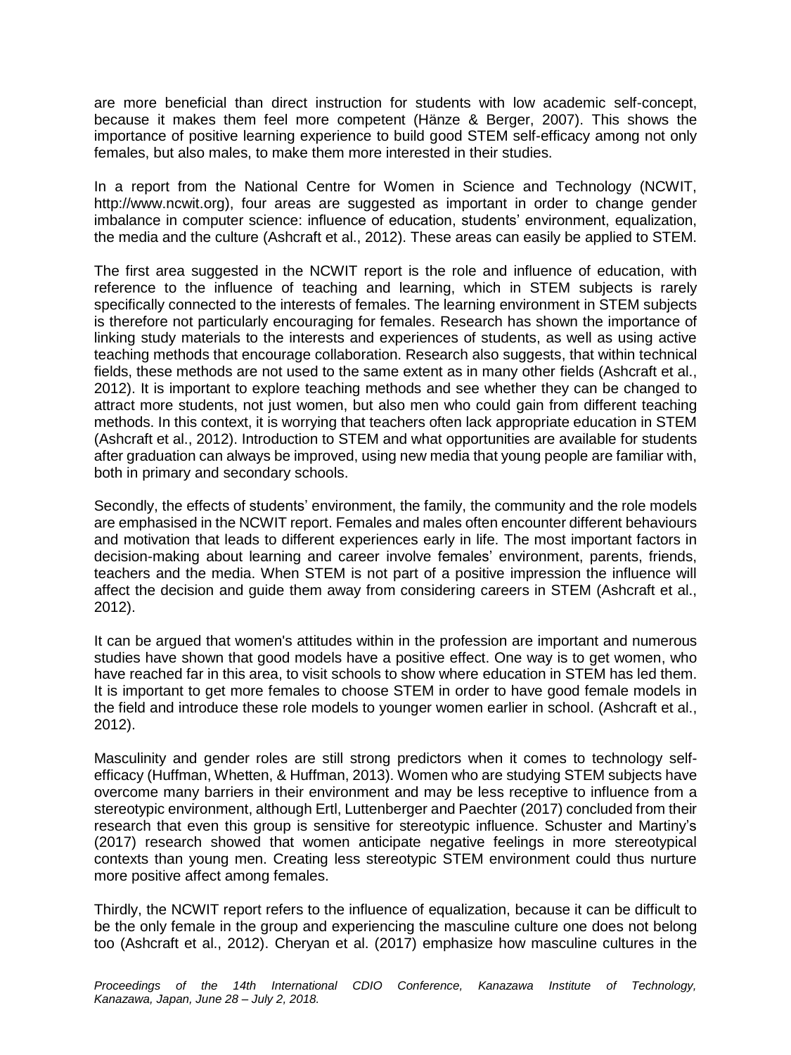are more beneficial than direct instruction for students with low academic self-concept, because it makes them feel more competent (Hänze & Berger, 2007). This shows the importance of positive learning experience to build good STEM self-efficacy among not only females, but also males, to make them more interested in their studies.

In a report from the National Centre for Women in Science and Technology (NCWIT, http://www.ncwit.org), four areas are suggested as important in order to change gender imbalance in computer science: influence of education, students' environment, equalization, the media and the culture (Ashcraft et al., 2012). These areas can easily be applied to STEM.

The first area suggested in the NCWIT report is the role and influence of education, with reference to the influence of teaching and learning, which in STEM subjects is rarely specifically connected to the interests of females. The learning environment in STEM subjects is therefore not particularly encouraging for females. Research has shown the importance of linking study materials to the interests and experiences of students, as well as using active teaching methods that encourage collaboration. Research also suggests, that within technical fields, these methods are not used to the same extent as in many other fields (Ashcraft et al., 2012). It is important to explore teaching methods and see whether they can be changed to attract more students, not just women, but also men who could gain from different teaching methods. In this context, it is worrying that teachers often lack appropriate education in STEM (Ashcraft et al., 2012). Introduction to STEM and what opportunities are available for students after graduation can always be improved, using new media that young people are familiar with, both in primary and secondary schools.

Secondly, the effects of students' environment, the family, the community and the role models are emphasised in the NCWIT report. Females and males often encounter different behaviours and motivation that leads to different experiences early in life. The most important factors in decision-making about learning and career involve females' environment, parents, friends, teachers and the media. When STEM is not part of a positive impression the influence will affect the decision and guide them away from considering careers in STEM (Ashcraft et al., 2012).

It can be argued that women's attitudes within in the profession are important and numerous studies have shown that good models have a positive effect. One way is to get women, who have reached far in this area, to visit schools to show where education in STEM has led them. It is important to get more females to choose STEM in order to have good female models in the field and introduce these role models to younger women earlier in school. (Ashcraft et al., 2012).

Masculinity and gender roles are still strong predictors when it comes to technology self-efficacy (Huffman, Whetten, & Huffman, 2013). Women who are studying STEM subjects have overcome many barriers in their environment and may be less receptive to influence from a stereotypic environment, although Ertl, Luttenberger and Paechter (2017) concluded from their research that even this group is sensitive for stereotypic influence. Schuster and Martiny's (2017) research showed that women anticipate negative feelings in more stereotypical contexts than young men. Creating less stereotypic STEM environment could thus nurture more positive affect among females.

Thirdly, the NCWIT report refers to the influence of equalization, because it can be difficult to be the only female in the group and experiencing the masculine culture one does not belong too (Ashcraft et al., 2012). Cheryan et al. (2017) emphasize how masculine cultures in the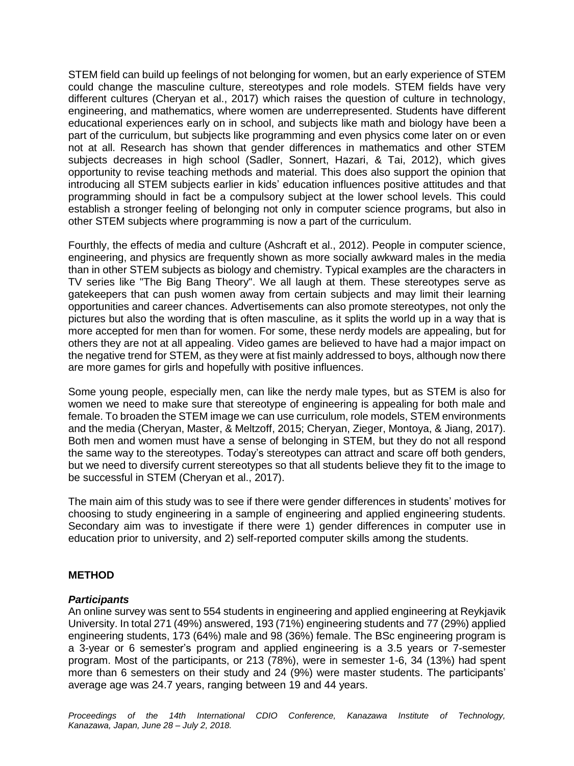STEM field can build up feelings of not belonging for women, but an early experience of STEM could change the masculine culture, stereotypes and role models. STEM fields have very different cultures (Cheryan et al., 2017) which raises the question of culture in technology, engineering, and mathematics, where women are underrepresented. Students have different educational experiences early on in school, and subjects like math and biology have been a part of the curriculum, but subjects like programming and even physics come later on or even not at all. Research has shown that gender differences in mathematics and other STEM subjects decreases in high school (Sadler, Sonnert, Hazari, & Tai, 2012), which gives opportunity to revise teaching methods and material. This does also support the opinion that introducing all STEM subjects earlier in kids' education influences positive attitudes and that programming should in fact be a compulsory subject at the lower school levels. This could establish a stronger feeling of belonging not only in computer science programs, but also in other STEM subjects where programming is now a part of the curriculum.

Fourthly, the effects of media and culture (Ashcraft et al., 2012). People in computer science, engineering, and physics are frequently shown as more socially awkward males in the media than in other STEM subjects as biology and chemistry. Typical examples are the characters in TV series like "The Big Bang Theory". We all laugh at them. These stereotypes serve as gatekeepers that can push women away from certain subjects and may limit their learning opportunities and career chances. Advertisements can also promote stereotypes, not only the pictures but also the wording that is often masculine, as it splits the world up in a way that is more accepted for men than for women. For some, these nerdy models are appealing, but for others they are not at all appealing. Video games are believed to have had a major impact on the negative trend for STEM, as they were at fist mainly addressed to boys, although now there are more games for girls and hopefully with positive influences.

Some young people, especially men, can like the nerdy male types, but as STEM is also for women we need to make sure that stereotype of engineering is appealing for both male and female. To broaden the STEM image we can use curriculum, role models, STEM environments and the media (Cheryan, Master, & Meltzoff, 2015; Cheryan, Zieger, Montoya, & Jiang, 2017). Both men and women must have a sense of belonging in STEM, but they do not all respond the same way to the stereotypes. Today's stereotypes can attract and scare off both genders, but we need to diversify current stereotypes so that all students believe they fit to the image to be successful in STEM (Cheryan et al., 2017).

The main aim of this study was to see if there were gender differences in students' motives for choosing to study engineering in a sample of engineering and applied engineering students. Secondary aim was to investigate if there were 1) gender differences in computer use in education prior to university, and 2) self-reported computer skills among the students.

## METHOD

### *Participants*

An online survey was sent to 554 students in engineering and applied engineering at Reykjavik University. In total 271 (49%) answered, 193 (71%) engineering students and 77 (29%) applied engineering students, 173 (64%) male and 98 (36%) female. The BSc engineering program is a 3-year or 6 semester's program and applied engineering is a 3.5 years or 7-semester program. Most of the participants, or 213 (78%), were in semester 1-6, 34 (13%) had spent more than 6 semesters on their study and 24 (9%) were master students. The participants' average age was 24.7 years, ranging between 19 and 44 years.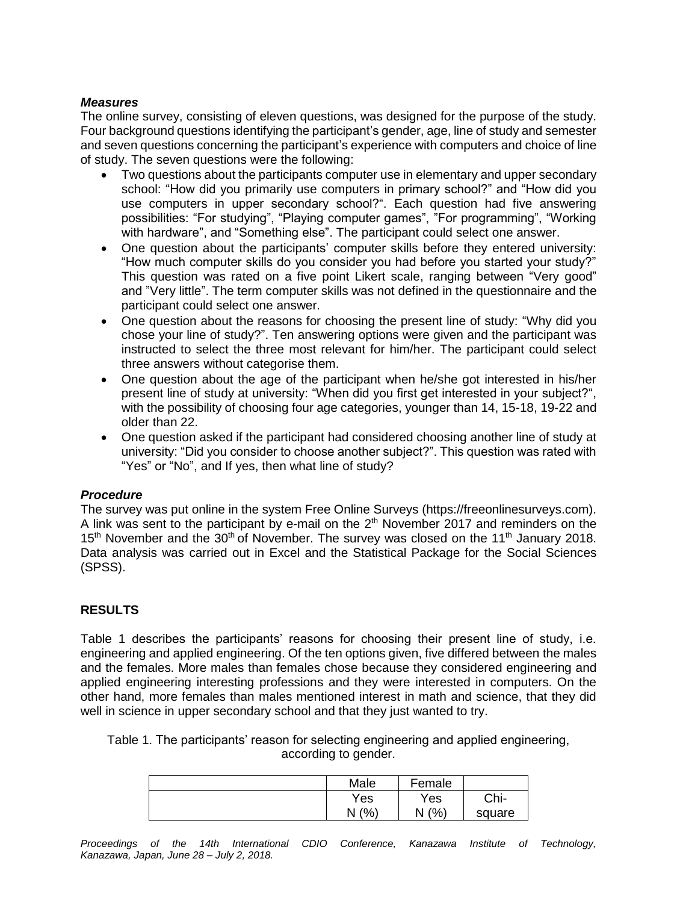### *Measures*

The online survey, consisting of eleven questions, was designed for the purpose of the study. Four background questions identifying the participant's gender, age, line of study and semester and seven questions concerning the participant's experience with computers and choice of line of study. The seven questions were the following:

- Two questions about the participants computer use in elementary and upper secondary school: "How did you primarily use computers in primary school?" and "How did you use computers in upper secondary school?". Each question had five answering possibilities: "For studying", "Playing computer games", "For programming", "Working with hardware", and "Something else". The participant could select one answer.
- One question about the participants' computer skills before they entered university: "How much computer skills do you consider you had before you started your study?" This question was rated on a five point Likert scale, ranging between "Very good" and "Very little". The term computer skills was not defined in the questionnaire and the participant could select one answer.
- One question about the reasons for choosing the present line of study: "Why did you chose your line of study?". Ten answering options were given and the participant was instructed to select the three most relevant for him/her. The participant could select three answers without categorise them.
- One question about the age of the participant when he/she got interested in his/her present line of study at university: "When did you first get interested in your subject?", with the possibility of choosing four age categories, younger than 14, 15-18, 19-22 and older than 22.
- One question asked if the participant had considered choosing another line of study at university: "Did you consider to choose another subject?". This question was rated with "Yes" or "No", and If yes, then what line of study?

### *Procedure*

The survey was put online in the system Free Online Surveys (https://freeonlinesurveys.com). A link was sent to the participant by e-mail on the 2th November 2017 and reminders on the 15th November and the 30th of November. The survey was closed on the 11th January 2018. Data analysis was carried out in Excel and the Statistical Package for the Social Sciences (SPSS).

## RESULTS

Table 1 describes the participants' reasons for choosing their present line of study, i.e. engineering and applied engineering. Of the ten options given, five differed between the males and the females. More males than females chose because they considered engineering and applied engineering interesting professions and they were interested in computers. On the other hand, more females than males mentioned interest in math and science, that they did well in science in upper secondary school and that they just wanted to try.

Table 1. The participants' reason for selecting engineering and applied engineering, according to gender.

| | Male | Female | |
|---|---|---|---|
| | Yes N (%) | Yes N (%) | Chi-square |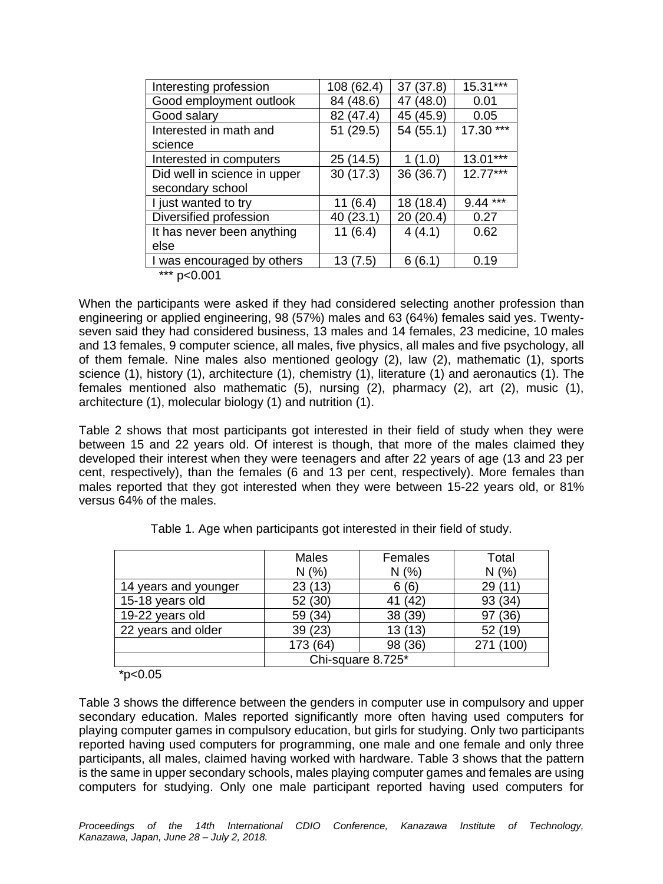| | | | |
|---|---|---|---|
| Interesting profession | 108 (62.4) | 37 (37.8) | 15.31*** |
| Good employment outlook | 84 (48.6) | 47 (48.0) | 0.01 |
| Good salary | 82 (47.4) | 45 (45.9) | 0.05 |
| Interested in math and science | 51 (29.5) | 54 (55.1) | 17.30 *** |
| Interested in computers | 25 (14.5) | 1 (1.0) | 13.01*** |
| Did well in science in upper secondary school | 30 (17.3) | 36 (36.7) | 12.77*** |
| I just wanted to try | 11 (6.4) | 18 (18.4) | 9.44 *** |
| Diversified profession | 40 (23.1) | 20 (20.4) | 0.27 |
| It has never been anything else | 11 (6.4) | 4 (4.1) | 0.62 |
| I was encouraged by others | 13 (7.5) | 6 (6.1) | 0.19 |

*** p<0.001

When the participants were asked if they had considered selecting another profession than engineering or applied engineering, 98 (57%) males and 63 (64%) females said yes. Twenty-seven said they had considered business, 13 males and 14 females, 23 medicine, 10 males and 13 females, 9 computer science, all males, five physics, all males and five psychology, all of them female. Nine males also mentioned geology (2), law (2), mathematic (1), sports science (1), history (1), architecture (1), chemistry (1), literature (1) and aeronautics (1). The females mentioned also mathematic (5), nursing (2), pharmacy (2), art (2), music (1), architecture (1), molecular biology (1) and nutrition (1).

Table 2 shows that most participants got interested in their field of study when they were between 15 and 22 years old. Of interest is though, that more of the males claimed they developed their interest when they were teenagers and after 22 years of age (13 and 23 per cent, respectively), than the females (6 and 13 per cent, respectively). More females than males reported that they got interested when they were between 15-22 years old, or 81% versus 64% of the males.

Table 1. Age when participants got interested in their field of study.

| | Males N (%) | Females N (%) | Total N (%) |
|---|---|---|---|
| 14 years and younger | 23 (13) | 6 (6) | 29 (11) |
| 15-18 years old | 52 (30) | 41 (42) | 93 (34) |
| 19-22 years old | 59 (34) | 38 (39) | 97 (36) |
| 22 years and older | 39 (23) | 13 (13) | 52 (19) |
| | 173 (64) | 98 (36) | 271 (100) |
| | Chi-square 8.725* | | |

*p<0.05

Table 3 shows the difference between the genders in computer use in compulsory and upper secondary education. Males reported significantly more often having used computers for playing computer games in compulsory education, but girls for studying. Only two participants reported having used computers for programming, one male and one female and only three participants, all males, claimed having worked with hardware. Table 3 shows that the pattern is the same in upper secondary schools, males playing computer games and females are using computers for studying. Only one male participant reported having used computers for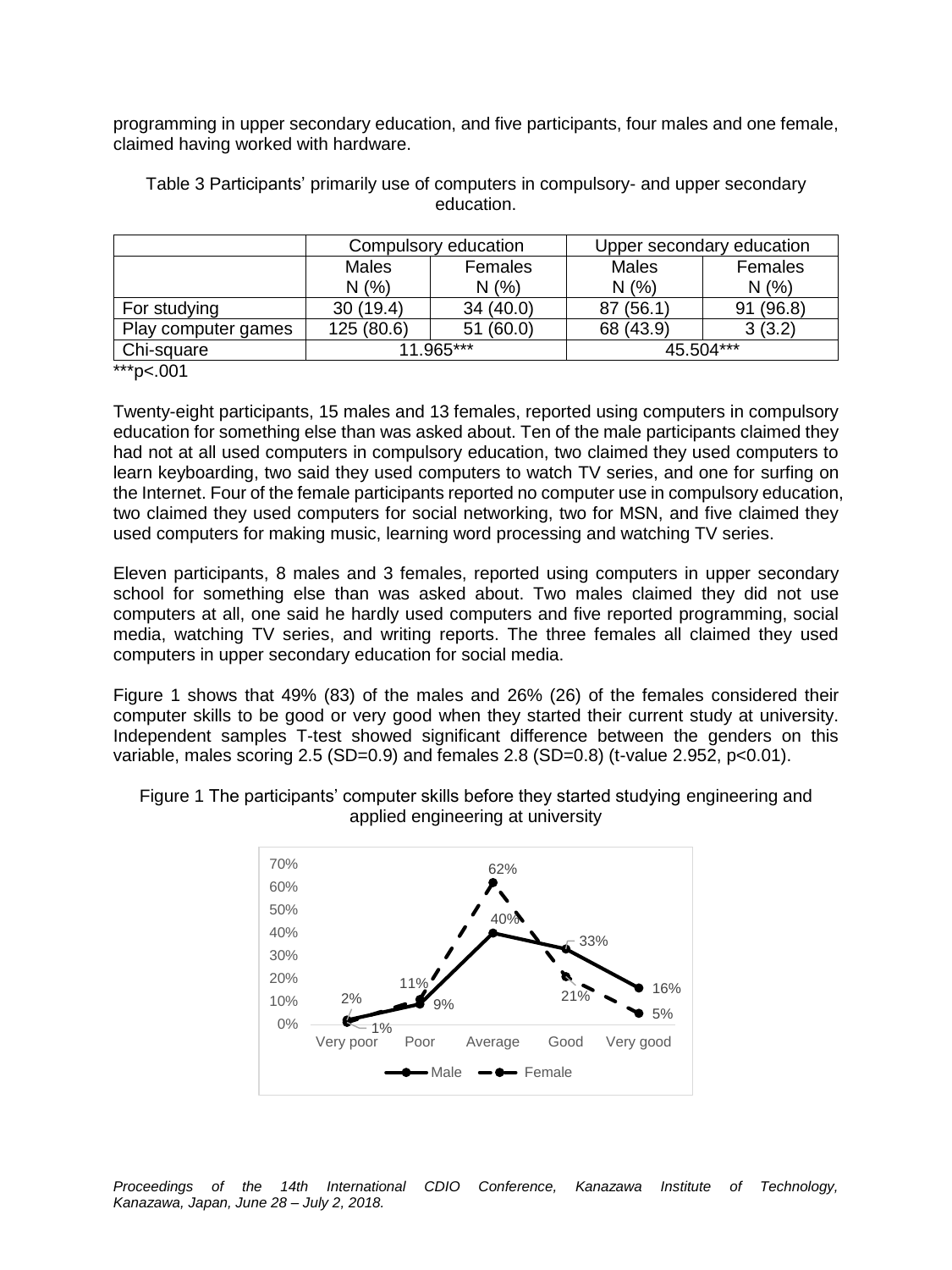programming in upper secondary education, and five participants, four males and one female, claimed having worked with hardware.

Table 3 Participants' primarily use of computers in compulsory- and upper secondary education.

| | Compulsory education | | Upper secondary education | |
|---|---|---|---|---|
| | Males N (%) | Females N (%) | Males N (%) | Females N (%) |
| For studying | 30 (19.4) | 34 (40.0) | 87 (56.1) | 91 (96.8) |
| Play computer games | 125 (80.6) | 51 (60.0) | 68 (43.9) | 3 (3.2) |
| Chi-square | 11.965*** | | 45.504*** | |

***p<.001

Twenty-eight participants, 15 males and 13 females, reported using computers in compulsory education for something else than was asked about. Ten of the male participants claimed they had not at all used computers in compulsory education, two claimed they used computers to learn keyboarding, two said they used computers to watch TV series, and one for surfing on the Internet. Four of the female participants reported no computer use in compulsory education, two claimed they used computers for social networking, two for MSN, and five claimed they used computers for making music, learning word processing and watching TV series.

Eleven participants, 8 males and 3 females, reported using computers in upper secondary school for something else than was asked about. Two males claimed they did not use computers at all, one said he hardly used computers and five reported programming, social media, watching TV series, and writing reports. The three females all claimed they used computers in upper secondary education for social media.

Figure 1 shows that 49% (83) of the males and 26% (26) of the females considered their computer skills to be good or very good when they started their current study at university. Independent samples T-test showed significant difference between the genders on this variable, males scoring 2.5 (SD=0.9) and females 2.8 (SD=0.8) (t-value 2.952, p<0.01).

Figure 1 The participants' computer skills before they started studying engineering and applied engineering at university

70%
60%
50%
40%
30%
20%
10%
0%

62%
40%
33%
11%
21%
16%
2%
9%
5%
1%

Very poor
Poor
Average
Good
Very good

Male
Female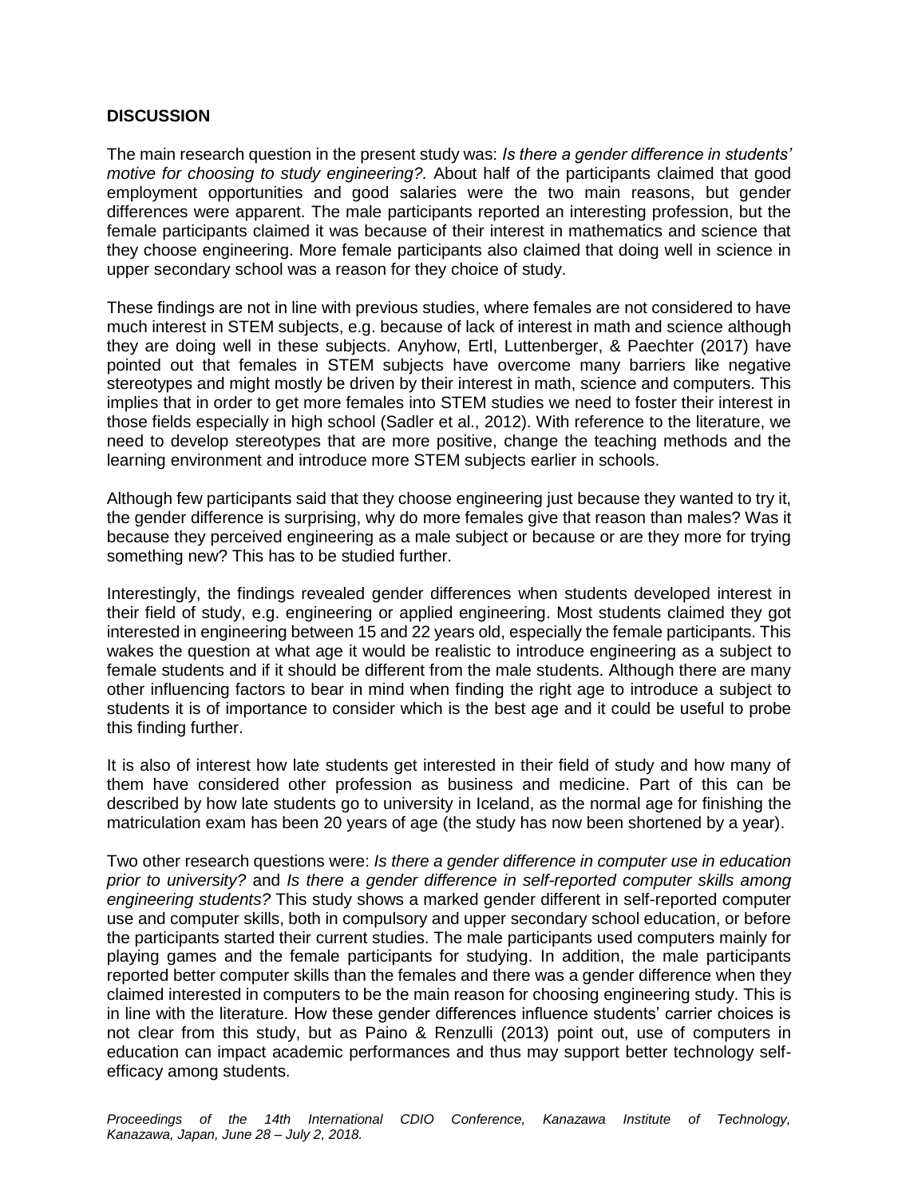**DISCUSSION**

The main research question in the present study was: *Is there a gender difference in students' motive for choosing to study engineering?.* About half of the participants claimed that good employment opportunities and good salaries were the two main reasons, but gender differences were apparent. The male participants reported an interesting profession, but the female participants claimed it was because of their interest in mathematics and science that they choose engineering. More female participants also claimed that doing well in science in upper secondary school was a reason for they choice of study.

These findings are not in line with previous studies, where females are not considered to have much interest in STEM subjects, e.g. because of lack of interest in math and science although they are doing well in these subjects. Anyhow, Ertl, Luttenberger, & Paechter (2017) have pointed out that females in STEM subjects have overcome many barriers like negative stereotypes and might mostly be driven by their interest in math, science and computers. This implies that in order to get more females into STEM studies we need to foster their interest in those fields especially in high school (Sadler et al., 2012). With reference to the literature, we need to develop stereotypes that are more positive, change the teaching methods and the learning environment and introduce more STEM subjects earlier in schools.

Although few participants said that they choose engineering just because they wanted to try it, the gender difference is surprising, why do more females give that reason than males? Was it because they perceived engineering as a male subject or because or are they more for trying something new? This has to be studied further.

Interestingly, the findings revealed gender differences when students developed interest in their field of study, e.g. engineering or applied engineering. Most students claimed they got interested in engineering between 15 and 22 years old, especially the female participants. This wakes the question at what age it would be realistic to introduce engineering as a subject to female students and if it should be different from the male students. Although there are many other influencing factors to bear in mind when finding the right age to introduce a subject to students it is of importance to consider which is the best age and it could be useful to probe this finding further.

It is also of interest how late students get interested in their field of study and how many of them have considered other profession as business and medicine. Part of this can be described by how late students go to university in Iceland, as the normal age for finishing the matriculation exam has been 20 years of age (the study has now been shortened by a year).

Two other research questions were: *Is there a gender difference in computer use in education prior to university?* and *Is there a gender difference in self-reported computer skills among engineering students?* This study shows a marked gender different in self-reported computer use and computer skills, both in compulsory and upper secondary school education, or before the participants started their current studies. The male participants used computers mainly for playing games and the female participants for studying. In addition, the male participants reported better computer skills than the females and there was a gender difference when they claimed interested in computers to be the main reason for choosing engineering study. This is in line with the literature. How these gender differences influence students' carrier choices is not clear from this study, but as Paino & Renzulli (2013) point out, use of computers in education can impact academic performances and thus may support better technology self-efficacy among students.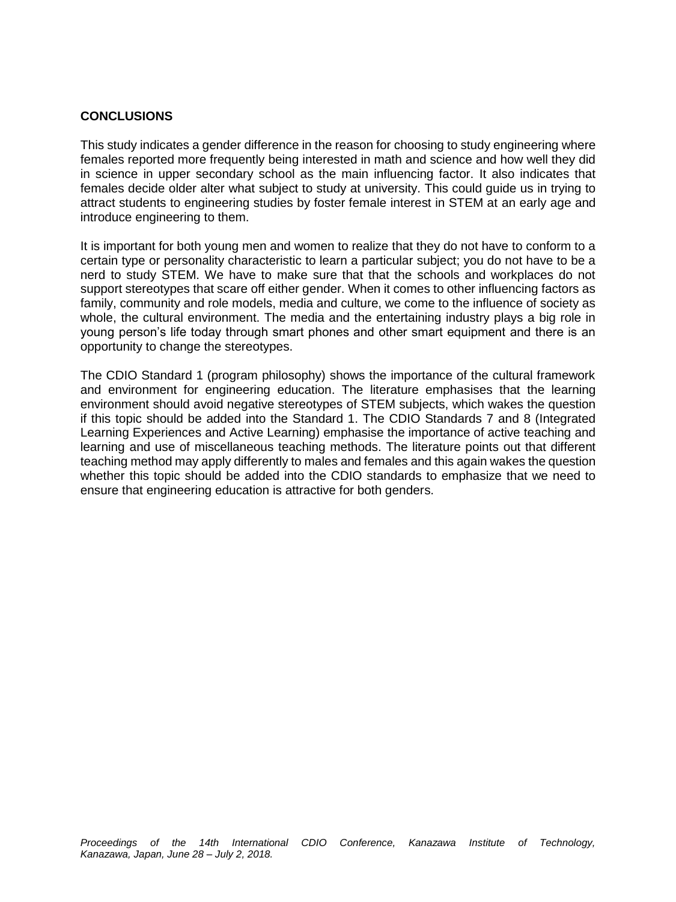## CONCLUSIONS

This study indicates a gender difference in the reason for choosing to study engineering where females reported more frequently being interested in math and science and how well they did in science in upper secondary school as the main influencing factor. It also indicates that females decide older alter what subject to study at university. This could guide us in trying to attract students to engineering studies by foster female interest in STEM at an early age and introduce engineering to them.

It is important for both young men and women to realize that they do not have to conform to a certain type or personality characteristic to learn a particular subject; you do not have to be a nerd to study STEM. We have to make sure that that the schools and workplaces do not support stereotypes that scare off either gender. When it comes to other influencing factors as family, community and role models, media and culture, we come to the influence of society as whole, the cultural environment. The media and the entertaining industry plays a big role in young person's life today through smart phones and other smart equipment and there is an opportunity to change the stereotypes.

The CDIO Standard 1 (program philosophy) shows the importance of the cultural framework and environment for engineering education. The literature emphasises that the learning environment should avoid negative stereotypes of STEM subjects, which wakes the question if this topic should be added into the Standard 1. The CDIO Standards 7 and 8 (Integrated Learning Experiences and Active Learning) emphasise the importance of active teaching and learning and use of miscellaneous teaching methods. The literature points out that different teaching method may apply differently to males and females and this again wakes the question whether this topic should be added into the CDIO standards to emphasize that we need to ensure that engineering education is attractive for both genders.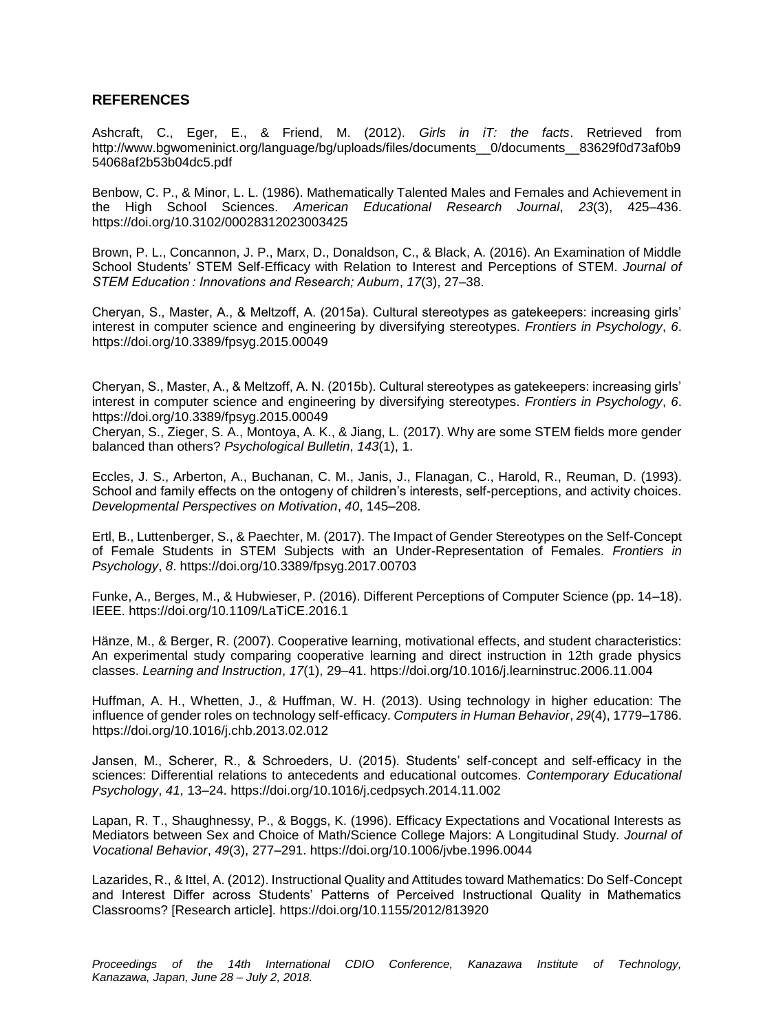## REFERENCES

Ashcraft, C., Eger, E., & Friend, M. (2012). *Girls in iT: the facts*. Retrieved from http://www.bgwomeninict.org/language/bg/uploads/files/documents__0/documents__83629f0d73af0b954068af2b53b04dc5.pdf

Benbow, C. P., & Minor, L. L. (1986). Mathematically Talented Males and Females and Achievement in the High School Sciences. *American Educational Research Journal*, *23*(3), 425–436. https://doi.org/10.3102/00028312023003425

Brown, P. L., Concannon, J. P., Marx, D., Donaldson, C., & Black, A. (2016). An Examination of Middle School Students' STEM Self-Efficacy with Relation to Interest and Perceptions of STEM. *Journal of STEM Education : Innovations and Research; Auburn*, *17*(3), 27–38.

Cheryan, S., Master, A., & Meltzoff, A. (2015a). Cultural stereotypes as gatekeepers: increasing girls' interest in computer science and engineering by diversifying stereotypes. *Frontiers in Psychology*, *6*. https://doi.org/10.3389/fpsyg.2015.00049

Cheryan, S., Master, A., & Meltzoff, A. N. (2015b). Cultural stereotypes as gatekeepers: increasing girls' interest in computer science and engineering by diversifying stereotypes. *Frontiers in Psychology*, *6*. https://doi.org/10.3389/fpsyg.2015.00049

Cheryan, S., Zieger, S. A., Montoya, A. K., & Jiang, L. (2017). Why are some STEM fields more gender balanced than others? *Psychological Bulletin*, *143*(1), 1.

Eccles, J. S., Arberton, A., Buchanan, C. M., Janis, J., Flanagan, C., Harold, R., Reuman, D. (1993). School and family effects on the ontogeny of children's interests, self-perceptions, and activity choices. *Developmental Perspectives on Motivation*, *40*, 145–208.

Ertl, B., Luttenberger, S., & Paechter, M. (2017). The Impact of Gender Stereotypes on the Self-Concept of Female Students in STEM Subjects with an Under-Representation of Females. *Frontiers in Psychology*, *8*. https://doi.org/10.3389/fpsyg.2017.00703

Funke, A., Berges, M., & Hubwieser, P. (2016). Different Perceptions of Computer Science (pp. 14–18). IEEE. https://doi.org/10.1109/LaTiCE.2016.1

Hänze, M., & Berger, R. (2007). Cooperative learning, motivational effects, and student characteristics: An experimental study comparing cooperative learning and direct instruction in 12th grade physics classes. *Learning and Instruction*, *17*(1), 29–41. https://doi.org/10.1016/j.learninstruc.2006.11.004

Huffman, A. H., Whetten, J., & Huffman, W. H. (2013). Using technology in higher education: The influence of gender roles on technology self-efficacy. *Computers in Human Behavior*, *29*(4), 1779–1786. https://doi.org/10.1016/j.chb.2013.02.012

Jansen, M., Scherer, R., & Schroeders, U. (2015). Students' self-concept and self-efficacy in the sciences: Differential relations to antecedents and educational outcomes. *Contemporary Educational Psychology*, *41*, 13–24. https://doi.org/10.1016/j.cedpsych.2014.11.002

Lapan, R. T., Shaughnessy, P., & Boggs, K. (1996). Efficacy Expectations and Vocational Interests as Mediators between Sex and Choice of Math/Science College Majors: A Longitudinal Study. *Journal of Vocational Behavior*, *49*(3), 277–291. https://doi.org/10.1006/jvbe.1996.0044

Lazarides, R., & Ittel, A. (2012). Instructional Quality and Attitudes toward Mathematics: Do Self-Concept and Interest Differ across Students' Patterns of Perceived Instructional Quality in Mathematics Classrooms? [Research article]. https://doi.org/10.1155/2012/813920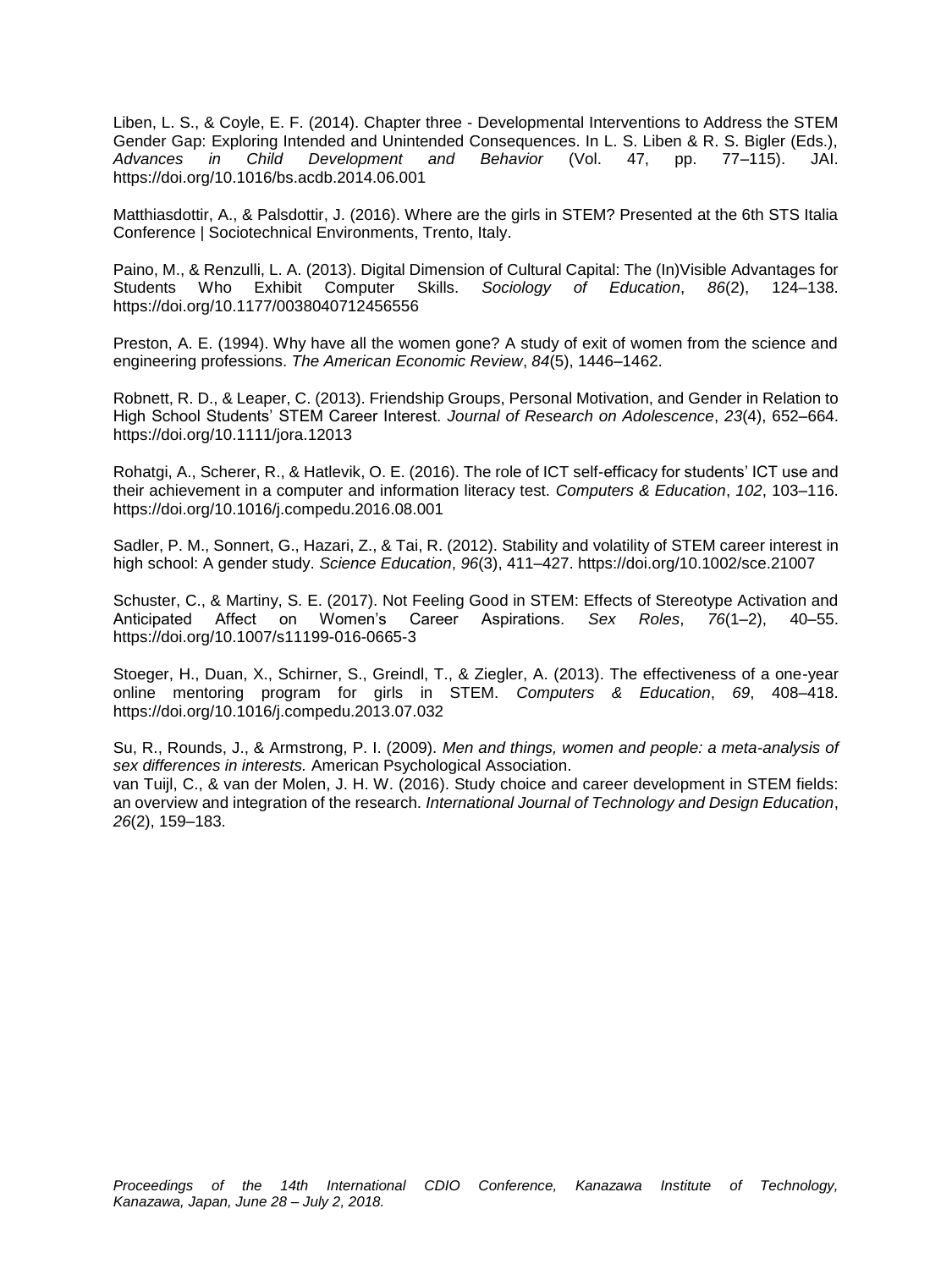Liben, L. S., & Coyle, E. F. (2014). Chapter three - Developmental Interventions to Address the STEM Gender Gap: Exploring Intended and Unintended Consequences. In L. S. Liben & R. S. Bigler (Eds.), *Advances in Child Development and Behavior* (Vol. 47, pp. 77–115). JAI. https://doi.org/10.1016/bs.acdb.2014.06.001

Matthiasdottir, A., & Palsdottir, J. (2016). Where are the girls in STEM? Presented at the 6th STS Italia Conference | Sociotechnical Environments, Trento, Italy.

Paino, M., & Renzulli, L. A. (2013). Digital Dimension of Cultural Capital: The (In)Visible Advantages for Students Who Exhibit Computer Skills. *Sociology of Education*, *86*(2), 124–138. https://doi.org/10.1177/0038040712456556

Preston, A. E. (1994). Why have all the women gone? A study of exit of women from the science and engineering professions. *The American Economic Review*, *84*(5), 1446–1462.

Robnett, R. D., & Leaper, C. (2013). Friendship Groups, Personal Motivation, and Gender in Relation to High School Students' STEM Career Interest. *Journal of Research on Adolescence*, *23*(4), 652–664. https://doi.org/10.1111/jora.12013

Rohatgi, A., Scherer, R., & Hatlevik, O. E. (2016). The role of ICT self-efficacy for students' ICT use and their achievement in a computer and information literacy test. *Computers & Education*, *102*, 103–116. https://doi.org/10.1016/j.compedu.2016.08.001

Sadler, P. M., Sonnert, G., Hazari, Z., & Tai, R. (2012). Stability and volatility of STEM career interest in high school: A gender study. *Science Education*, *96*(3), 411–427. https://doi.org/10.1002/sce.21007

Schuster, C., & Martiny, S. E. (2017). Not Feeling Good in STEM: Effects of Stereotype Activation and Anticipated Affect on Women's Career Aspirations. *Sex Roles*, *76*(1–2), 40–55. https://doi.org/10.1007/s11199-016-0665-3

Stoeger, H., Duan, X., Schirner, S., Greindl, T., & Ziegler, A. (2013). The effectiveness of a one-year online mentoring program for girls in STEM. *Computers & Education*, *69*, 408–418. https://doi.org/10.1016/j.compedu.2013.07.032

Su, R., Rounds, J., & Armstrong, P. I. (2009). *Men and things, women and people: a meta-analysis of sex differences in interests.* American Psychological Association.

van Tuijl, C., & van der Molen, J. H. W. (2016). Study choice and career development in STEM fields: an overview and integration of the research. *International Journal of Technology and Design Education*, *26*(2), 159–183.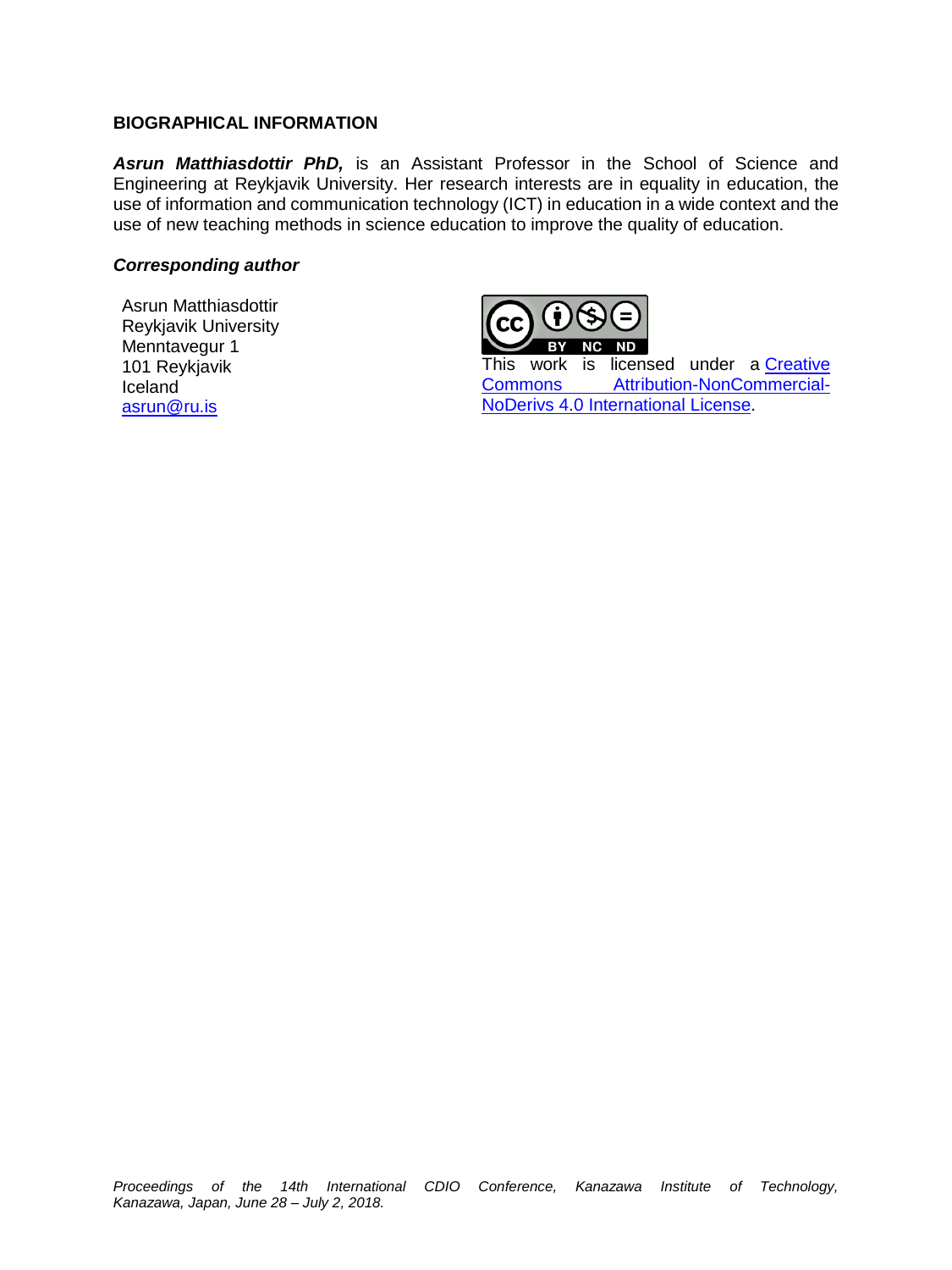### BIOGRAPHICAL INFORMATION

***Asrun Matthiasdottir PhD,*** is an Assistant Professor in the School of Science and Engineering at Reykjavik University. Her research interests are in equality in education, the use of information and communication technology (ICT) in education in a wide context and the use of new teaching methods in science education to improve the quality of education.

#### *Corresponding author*

Asrun Matthiasdottir
Reykjavik University
Menntavegur 1
101 Reykjavik
Iceland
asrun@ru.is

This work is licensed under a Creative Commons Attribution-NonCommercial-NoDerivs 4.0 International License.